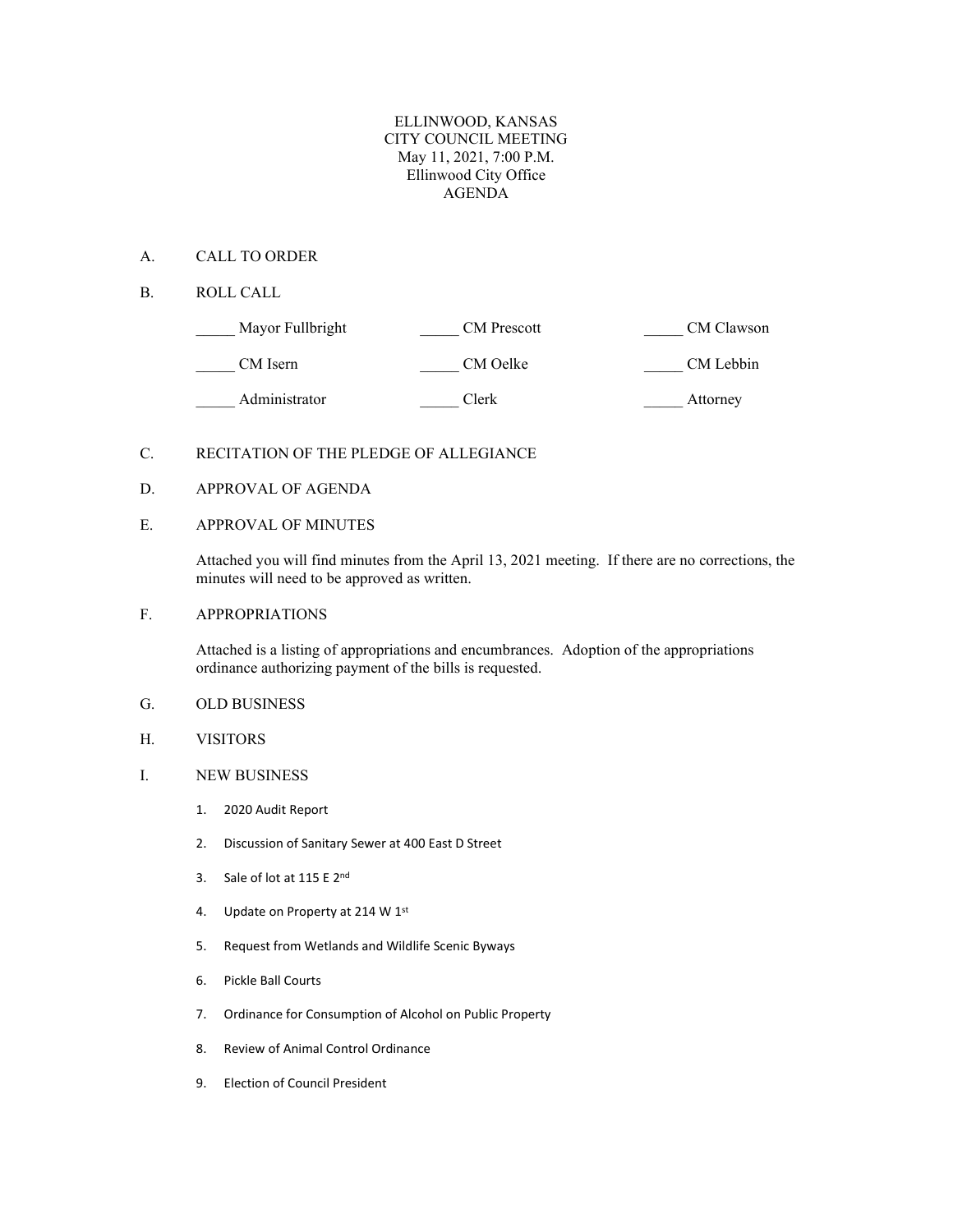ELLINWOOD, KANSAS
CITY COUNCIL MEETING
May 11, 2021, 7:00 P.M.
Ellinwood City Office
AGENDA

A. CALL TO ORDER

B. ROLL CALL

| | | |
|---|---|---|
| _____ Mayor Fullbright | _____ CM Prescott | _____ CM Clawson |
| _____ CM Isern | _____ CM Oelke | _____ CM Lebbin |
| _____ Administrator | _____ Clerk | _____ Attorney |

C. RECITATION OF THE PLEDGE OF ALLEGIANCE

D. APPROVAL OF AGENDA

E. APPROVAL OF MINUTES

Attached you will find minutes from the April 13, 2021 meeting. If there are no corrections, the minutes will need to be approved as written.

F. APPROPRIATIONS

Attached is a listing of appropriations and encumbrances. Adoption of the appropriations ordinance authorizing payment of the bills is requested.

G. OLD BUSINESS

H. VISITORS

I. NEW BUSINESS

1. 2020 Audit Report
2. Discussion of Sanitary Sewer at 400 East D Street
3. Sale of lot at 115 E 2nd
4. Update on Property at 214 W 1st
5. Request from Wetlands and Wildlife Scenic Byways
6. Pickle Ball Courts
7. Ordinance for Consumption of Alcohol on Public Property
8. Review of Animal Control Ordinance
9. Election of Council President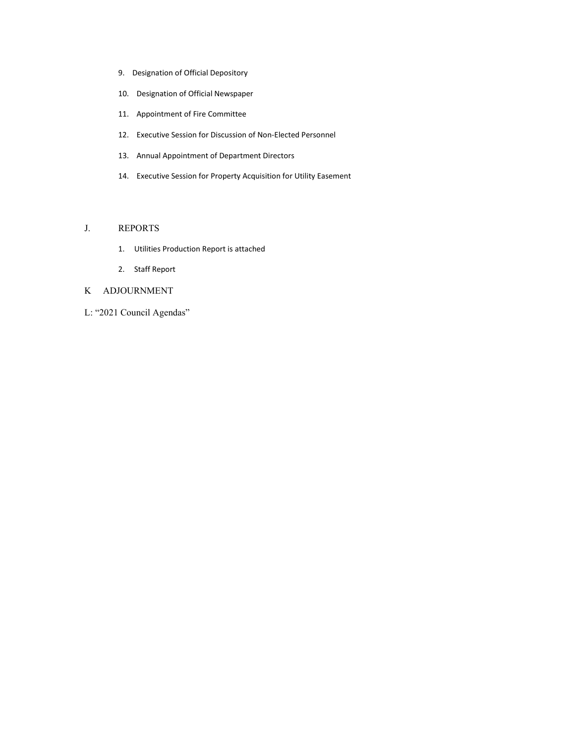9. Designation of Official Depository

10. Designation of Official Newspaper

11. Appointment of Fire Committee

12. Executive Session for Discussion of Non-Elected Personnel

13. Annual Appointment of Department Directors

14. Executive Session for Property Acquisition for Utility Easement

J. REPORTS

1. Utilities Production Report is attached

2. Staff Report

K ADJOURNMENT

L: "2021 Council Agendas"